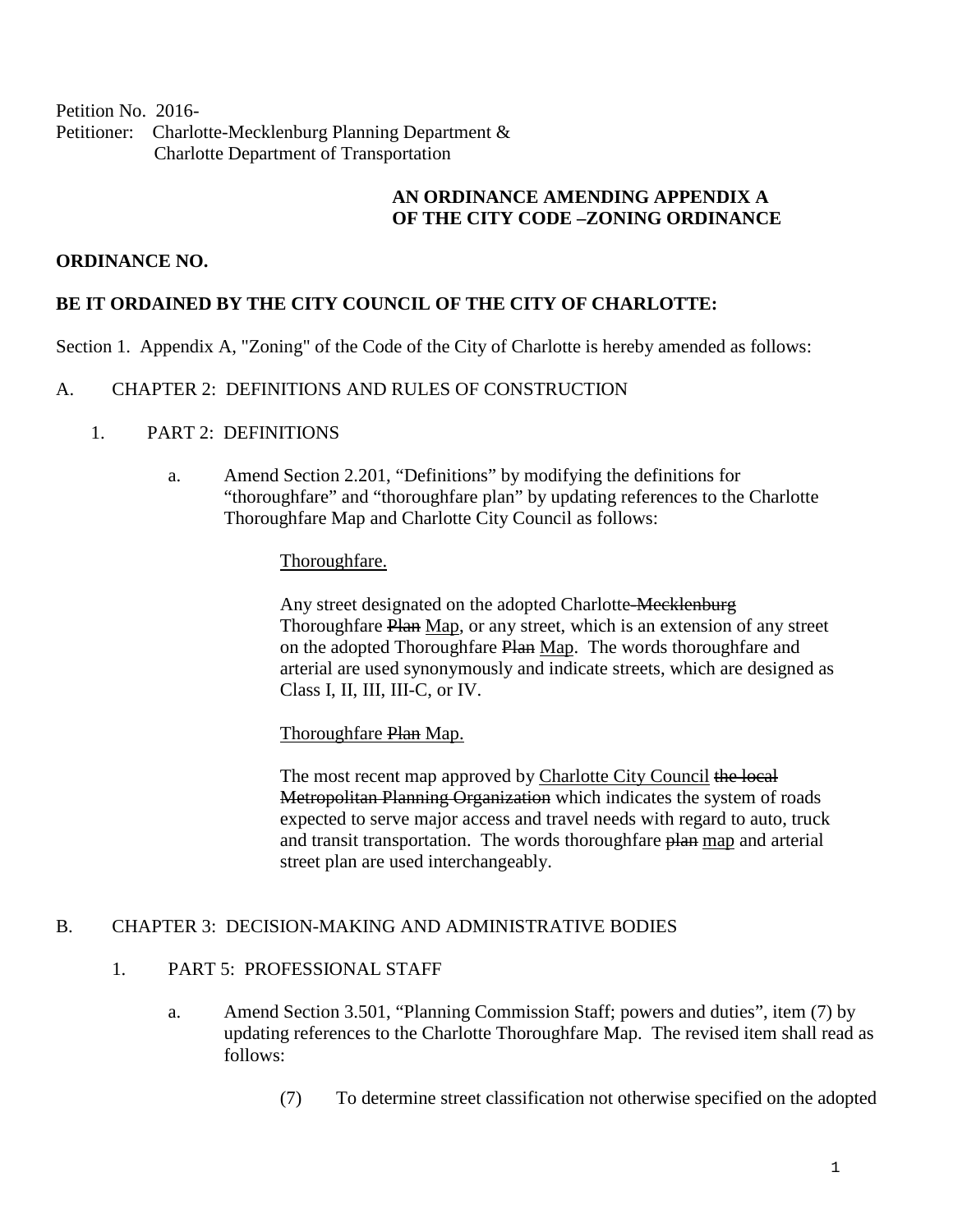Petition No. 2016-
Petitioner: Charlotte-Mecklenburg Planning Department & Charlotte Department of Transportation

**AN ORDINANCE AMENDING APPENDIX A OF THE CITY CODE –ZONING ORDINANCE**

**ORDINANCE NO.**

**BE IT ORDAINED BY THE CITY COUNCIL OF THE CITY OF CHARLOTTE:**

Section 1. Appendix A, "Zoning" of the Code of the City of Charlotte is hereby amended as follows:

A. CHAPTER 2: DEFINITIONS AND RULES OF CONSTRUCTION

1. PART 2: DEFINITIONS

   a. Amend Section 2.201, "Definitions" by modifying the definitions for "thoroughfare" and "thoroughfare plan" by updating references to the Charlotte Thoroughfare Map and Charlotte City Council as follows:

      <u>Thoroughfare.</u>

      Any street designated on the adopted Charlotte~~-Mecklenburg~~ Thoroughfare ~~Plan~~ <u>Map</u>, or any street, which is an extension of any street on the adopted Thoroughfare ~~Plan~~ <u>Map</u>. The words thoroughfare and arterial are used synonymously and indicate streets, which are designed as Class I, II, III, III-C, or IV.

      <u>Thoroughfare ~~Plan~~ Map.</u>

      The most recent map approved by <u>Charlotte City Council</u> ~~the local Metropolitan Planning Organization~~ which indicates the system of roads expected to serve major access and travel needs with regard to auto, truck and transit transportation. The words thoroughfare ~~plan~~ <u>map</u> and arterial street plan are used interchangeably.

B. CHAPTER 3: DECISION-MAKING AND ADMINISTRATIVE BODIES

1. PART 5: PROFESSIONAL STAFF

   a. Amend Section 3.501, "Planning Commission Staff; powers and duties", item (7) by updating references to the Charlotte Thoroughfare Map. The revised item shall read as follows:

      (7) To determine street classification not otherwise specified on the adopted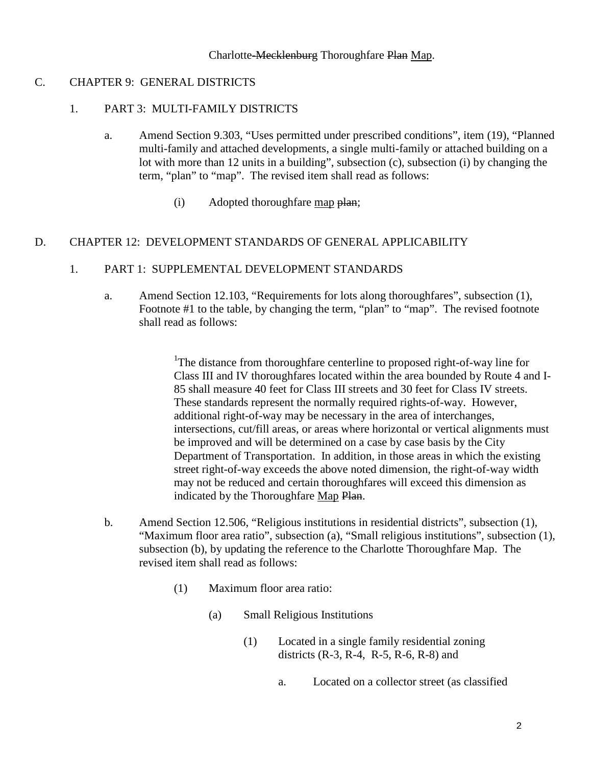Charlotte~~-Mecklenburg~~ Thoroughfare ~~Plan~~ <u>Map</u>.

C. CHAPTER 9: GENERAL DISTRICTS

1. PART 3: MULTI-FAMILY DISTRICTS

a. Amend Section 9.303, "Uses permitted under prescribed conditions", item (19), "Planned multi-family and attached developments, a single multi-family or attached building on a lot with more than 12 units in a building", subsection (c), subsection (i) by changing the term, "plan" to "map". The revised item shall read as follows:

(i) Adopted thoroughfare <u>map</u> ~~plan~~;

D. CHAPTER 12: DEVELOPMENT STANDARDS OF GENERAL APPLICABILITY

1. PART 1: SUPPLEMENTAL DEVELOPMENT STANDARDS

a. Amend Section 12.103, "Requirements for lots along thoroughfares", subsection (1), Footnote #1 to the table, by changing the term, "plan" to "map". The revised footnote shall read as follows:

[1]The distance from thoroughfare centerline to proposed right-of-way line for Class III and IV thoroughfares located within the area bounded by Route 4 and I-85 shall measure 40 feet for Class III streets and 30 feet for Class IV streets. These standards represent the normally required rights-of-way. However, additional right-of-way may be necessary in the area of interchanges, intersections, cut/fill areas, or areas where horizontal or vertical alignments must be improved and will be determined on a case by case basis by the City Department of Transportation. In addition, in those areas in which the existing street right-of-way exceeds the above noted dimension, the right-of-way width may not be reduced and certain thoroughfares will exceed this dimension as indicated by the Thoroughfare <u>Map</u> ~~Plan~~.

b. Amend Section 12.506, "Religious institutions in residential districts", subsection (1), "Maximum floor area ratio", subsection (a), "Small religious institutions", subsection (1), subsection (b), by updating the reference to the Charlotte Thoroughfare Map. The revised item shall read as follows:

(1) Maximum floor area ratio:

(a) Small Religious Institutions

(1) Located in a single family residential zoning districts (R-3, R-4, R-5, R-6, R-8) and

a. Located on a collector street (as classified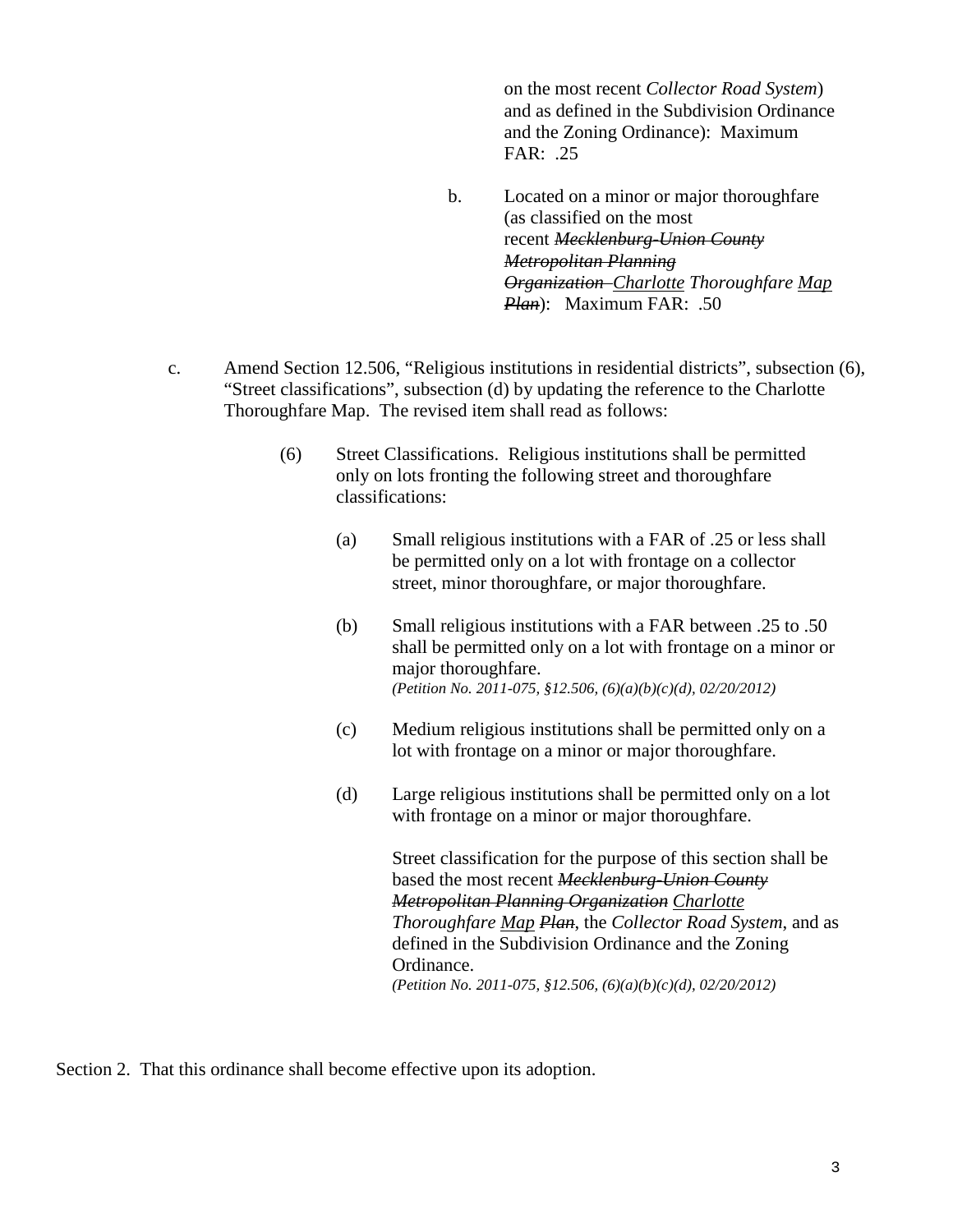on the most recent *Collector Road System*) and as defined in the Subdivision Ordinance and the Zoning Ordinance): Maximum FAR: .25

b. Located on a minor or major thoroughfare (as classified on the most recent ~~*Mecklenburg-Union County Metropolitan Planning Organization*~~ <u>*Charlotte*</u> *Thoroughfare* <u>*Map*</u> ~~*Plan*~~): Maximum FAR: .50

c. Amend Section 12.506, "Religious institutions in residential districts", subsection (6), "Street classifications", subsection (d) by updating the reference to the Charlotte Thoroughfare Map. The revised item shall read as follows:

(6) Street Classifications. Religious institutions shall be permitted only on lots fronting the following street and thoroughfare classifications:

(a) Small religious institutions with a FAR of .25 or less shall be permitted only on a lot with frontage on a collector street, minor thoroughfare, or major thoroughfare.

(b) Small religious institutions with a FAR between .25 to .50 shall be permitted only on a lot with frontage on a minor or major thoroughfare.
*(Petition No. 2011-075, §12.506, (6)(a)(b)(c)(d), 02/20/2012)*

(c) Medium religious institutions shall be permitted only on a lot with frontage on a minor or major thoroughfare.

(d) Large religious institutions shall be permitted only on a lot with frontage on a minor or major thoroughfare.

Street classification for the purpose of this section shall be based the most recent ~~*Mecklenburg-Union County Metropolitan Planning Organization*~~ <u>*Charlotte*</u> *Thoroughfare* <u>*Map*</u> ~~*Plan*~~, the *Collector Road System*, and as defined in the Subdivision Ordinance and the Zoning Ordinance.
*(Petition No. 2011-075, §12.506, (6)(a)(b)(c)(d), 02/20/2012)*

Section 2. That this ordinance shall become effective upon its adoption.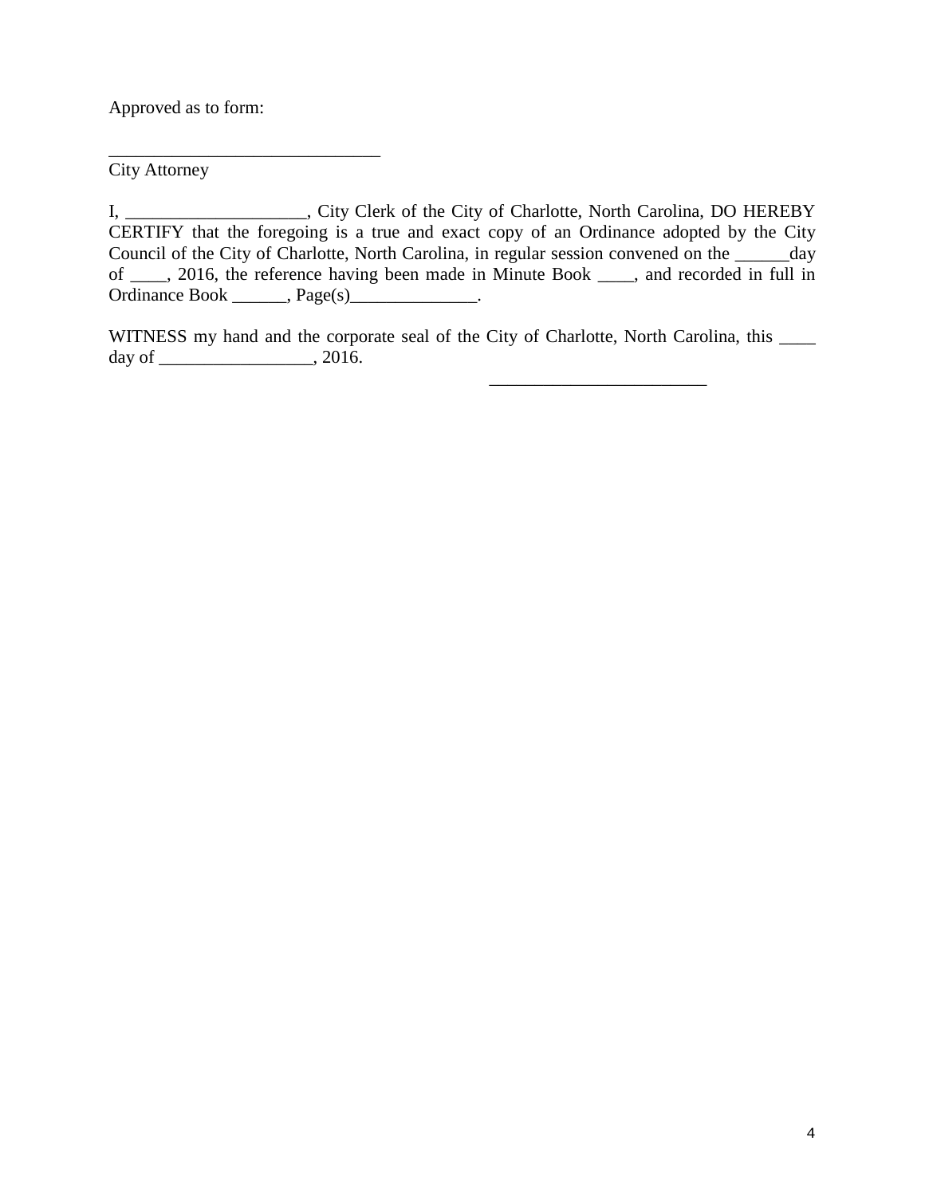Approved as to form:

______________________________
City Attorney

I, ____________________, City Clerk of the City of Charlotte, North Carolina, DO HEREBY CERTIFY that the foregoing is a true and exact copy of an Ordinance adopted by the City Council of the City of Charlotte, North Carolina, in regular session convened on the ______day of ____, 2016, the reference having been made in Minute Book ____, and recorded in full in Ordinance Book ______, Page(s)______________.

WITNESS my hand and the corporate seal of the City of Charlotte, North Carolina, this ____ day of _________________, 2016.

________________________